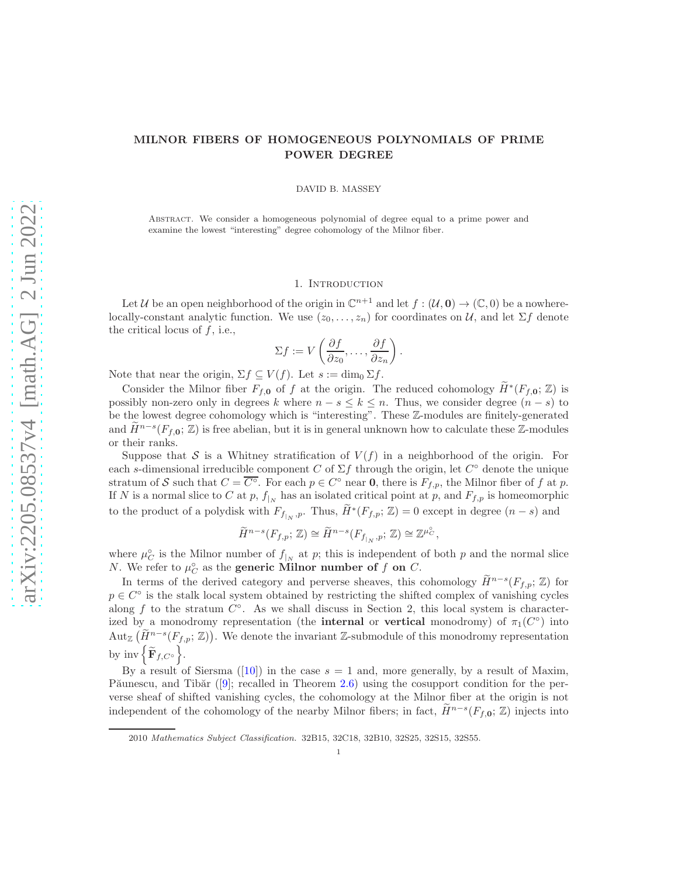# MILNOR FIBERS OF HOMOGENEOUS POLYNOMIALS OF PRIME POWER DEGREE

DAVID B. MASSEY

ABSTRACT. We consider a homogeneous polynomial of degree equal to a prime power and examine the lowest "interesting" degree cohomology of the Milnor fiber.

## 1. Introduction

Let $\mathcal{U}$ be an open neighborhood of the origin in $\mathbb{C}^{n+1}$ and let $f : (\mathcal{U}, \mathbf{0}) \to (\mathbb{C}, 0)$ be a nowhere-locally-constant analytic function. We use $(z_0, \ldots, z_n)$ for coordinates on $\mathcal{U}$, and let $\Sigma f$ denote the critical locus of $f$, i.e.,

$$\Sigma f := V\left(\frac{\partial f}{\partial z_0}, \ldots, \frac{\partial f}{\partial z_n}\right).$$

Note that near the origin, $\Sigma f \subseteq V(f)$. Let $s := \dim_0 \Sigma f$.

Consider the Milnor fiber $F_{f,\mathbf{0}}$ of $f$ at the origin. The reduced cohomology $\widetilde{H}^*(F_{f,\mathbf{0}}; \mathbb{Z})$ is possibly non-zero only in degrees $k$ where $n - s \leq k \leq n$. Thus, we consider degree $(n - s)$ to be the lowest degree cohomology which is "interesting". These $\mathbb{Z}$-modules are finitely-generated and $\widetilde{H}^{n-s}(F_{f,\mathbf{0}}; \mathbb{Z})$ is free abelian, but it is in general unknown how to calculate these $\mathbb{Z}$-modules or their ranks.

Suppose that $\mathcal{S}$ is a Whitney stratification of $V(f)$ in a neighborhood of the origin. For each $s$-dimensional irreducible component $C$ of $\Sigma f$ through the origin, let $C^\circ$ denote the unique stratum of $\mathcal{S}$ such that $C = \overline{C^\circ}$. For each $p \in C^\circ$ near $\mathbf{0}$, there is $F_{f,p}$, the Milnor fiber of $f$ at $p$. If $N$ is a normal slice to $C$ at $p$, $f_{|_N}$ has an isolated critical point at $p$, and $F_{f,p}$ is homeomorphic to the product of a polydisk with $F_{f_{|_N},p}$. Thus, $\widetilde{H}^*(F_{f,p}; \mathbb{Z}) = 0$ except in degree $(n - s)$ and

$$\widetilde{H}^{n-s}(F_{f,p}; \mathbb{Z}) \cong \widetilde{H}^{n-s}(F_{f_{|_N},p}; \mathbb{Z}) \cong \mathbb{Z}^{\mu_C^\circ},$$

where $\mu_C^\circ$ is the Milnor number of $f_{|_N}$ at $p$; this is independent of both $p$ and the normal slice $N$. We refer to $\mu_C^\circ$ as the **generic Milnor number of $f$ on $C$.**

In terms of the derived category and perverse sheaves, this cohomology $\widetilde{H}^{n-s}(F_{f,p}; \mathbb{Z})$ for $p \in C^\circ$ is the stalk local system obtained by restricting the shifted complex of vanishing cycles along $f$ to the stratum $C^\circ$. As we shall discuss in Section 2, this local system is characterized by a monodromy representation (the **internal** or **vertical** monodromy) of $\pi_1(C^\circ)$ into $\operatorname{Aut}_{\mathbb{Z}}\left(\widetilde{H}^{n-s}(F_{f,p}; \mathbb{Z})\right)$. We denote the invariant $\mathbb{Z}$-submodule of this monodromy representation by $\operatorname{inv}\left\{\widetilde{\mathbf{F}}_{f,C^\circ}\right\}$.

By a result of Siersma ([10]) in the case $s = 1$ and, more generally, by a result of Maxim, Păunescu, and Tibăr ([9]; recalled in Theorem 2.6) using the cosupport condition for the perverse sheaf of shifted vanishing cycles, the cohomology at the Milnor fiber at the origin is not independent of the cohomology of the nearby Milnor fibers; in fact, $\widetilde{H}^{n-s}(F_{f,\mathbf{0}}; \mathbb{Z})$ injects into

2010 *Mathematics Subject Classification.* 32B15, 32C18, 32B10, 32S25, 32S15, 32S55.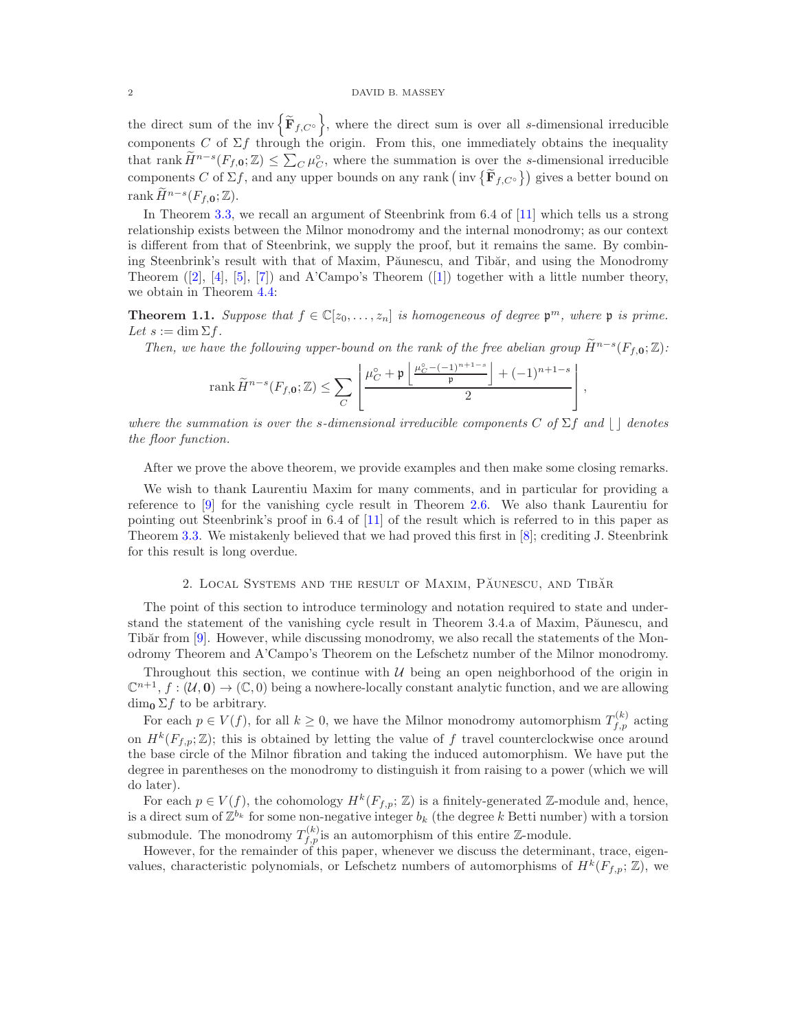the direct sum of the inv $\left\{\widetilde{\mathbf{F}}_{f,C^\circ}\right\}$, where the direct sum is over all $s$-dimensional irreducible components $C$ of $\Sigma f$ through the origin. From this, one immediately obtains the inequality that $\operatorname{rank} \widetilde{H}^{n-s}(F_{f,\mathbf{0}};\mathbb{Z}) \leq \sum_C \mu_C^\circ$, where the summation is over the $s$-dimensional irreducible components $C$ of $\Sigma f$, and any upper bounds on any rank $\left(\operatorname{inv}\left\{\widetilde{\mathbf{F}}_{f,C^\circ}\right\}\right)$ gives a better bound on $\operatorname{rank} \widetilde{H}^{n-s}(F_{f,\mathbf{0}};\mathbb{Z})$.

In Theorem 3.3, we recall an argument of Steenbrink from 6.4 of [11] which tells us a strong relationship exists between the Milnor monodromy and the internal monodromy; as our context is different from that of Steenbrink, we supply the proof, but it remains the same. By combining Steenbrink's result with that of Maxim, Păunescu, and Tibăr, and using the Monodromy Theorem ([2], [4], [5], [7]) and A'Campo's Theorem ([1]) together with a little number theory, we obtain in Theorem 4.4:

**Theorem 1.1.** *Suppose that $f \in \mathbb{C}[z_0, \ldots, z_n]$ is homogeneous of degree $\mathfrak{p}^m$, where $\mathfrak{p}$ is prime. Let $s := \dim \Sigma f$.*

*Then, we have the following upper-bound on the rank of the free abelian group $\widetilde{H}^{n-s}(F_{f,\mathbf{0}};\mathbb{Z})$:*

$$\operatorname{rank} \widetilde{H}^{n-s}(F_{f,\mathbf{0}};\mathbb{Z}) \leq \sum_C \left\lfloor \frac{\mu_C^\circ + \mathfrak{p}\left\lfloor \frac{\mu_C^\circ - (-1)^{n+1-s}}{\mathfrak{p}} \right\rfloor + (-1)^{n+1-s}}{2} \right\rfloor,$$

*where the summation is over the $s$-dimensional irreducible components $C$ of $\Sigma f$ and $\lfloor\ \rfloor$ denotes the floor function.*

After we prove the above theorem, we provide examples and then make some closing remarks.

We wish to thank Laurentiu Maxim for many comments, and in particular for providing a reference to [9] for the vanishing cycle result in Theorem 2.6. We also thank Laurentiu for pointing out Steenbrink's proof in 6.4 of [11] of the result which is referred to in this paper as Theorem 3.3. We mistakenly believed that we had proved this first in [8]; crediting J. Steenbrink for this result is long overdue.

## 2. Local Systems and the result of Maxim, Păunescu, and Tibăr

The point of this section to introduce terminology and notation required to state and understand the statement of the vanishing cycle result in Theorem 3.4.a of Maxim, Păunescu, and Tibăr from [9]. However, while discussing monodromy, we also recall the statements of the Monodromy Theorem and A'Campo's Theorem on the Lefschetz number of the Milnor monodromy.

Throughout this section, we continue with $\mathcal{U}$ being an open neighborhood of the origin in $\mathbb{C}^{n+1}$, $f : (\mathcal{U}, \mathbf{0}) \to (\mathbb{C}, 0)$ being a nowhere-locally constant analytic function, and we are allowing $\dim_{\mathbf{0}} \Sigma f$ to be arbitrary.

For each $p \in V(f)$, for all $k \geq 0$, we have the Milnor monodromy automorphism $T_{f,p}^{(k)}$ acting on $H^k(F_{f,p};\mathbb{Z})$; this is obtained by letting the value of $f$ travel counterclockwise once around the base circle of the Milnor fibration and taking the induced automorphism. We have put the degree in parentheses on the monodromy to distinguish it from raising to a power (which we will do later).

For each $p \in V(f)$, the cohomology $H^k(F_{f,p};\mathbb{Z})$ is a finitely-generated $\mathbb{Z}$-module and, hence, is a direct sum of $\mathbb{Z}^{b_k}$ for some non-negative integer $b_k$ (the degree $k$ Betti number) with a torsion submodule. The monodromy $T_{f,p}^{(k)}$ is an automorphism of this entire $\mathbb{Z}$-module.

However, for the remainder of this paper, whenever we discuss the determinant, trace, eigenvalues, characteristic polynomials, or Lefschetz numbers of automorphisms of $H^k(F_{f,p};\mathbb{Z})$, we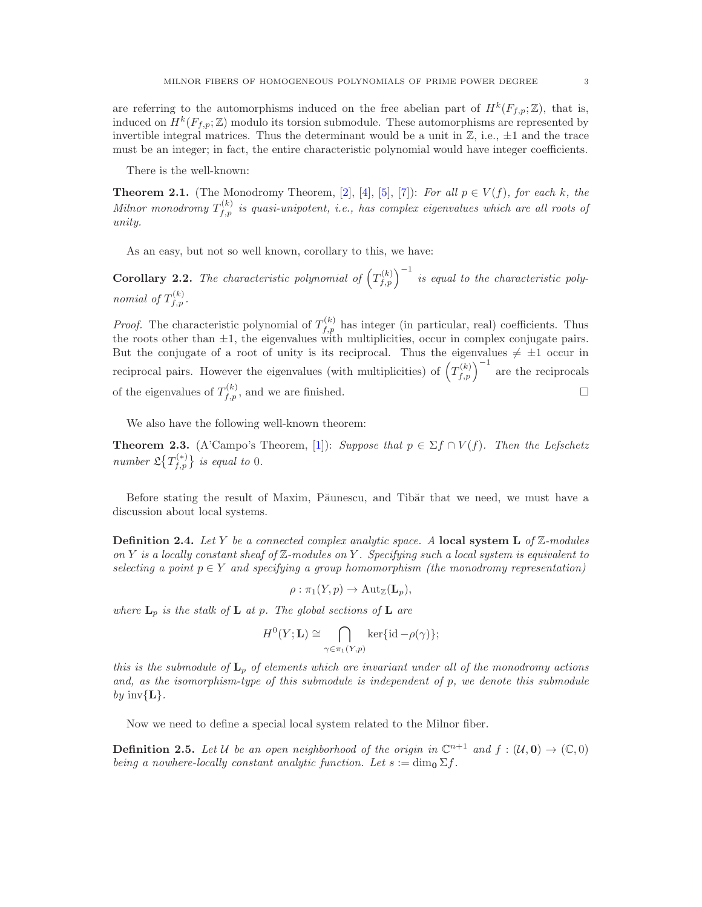are referring to the automorphisms induced on the free abelian part of $H^k(F_{f,p};\mathbb{Z})$, that is, induced on $H^k(F_{f,p};\mathbb{Z})$ modulo its torsion submodule. These automorphisms are represented by invertible integral matrices. Thus the determinant would be a unit in $\mathbb{Z}$, i.e., $\pm 1$ and the trace must be an integer; in fact, the entire characteristic polynomial would have integer coefficients.

There is the well-known:

**Theorem 2.1.** (The Monodromy Theorem, [2], [4], [5], [7]): *For all $p \in V(f)$, for each $k$, the Milnor monodromy $T^{(k)}_{f,p}$ is quasi-unipotent, i.e., has complex eigenvalues which are all roots of unity.*

As an easy, but not so well known, corollary to this, we have:

**Corollary 2.2.** *The characteristic polynomial of $\left(T^{(k)}_{f,p}\right)^{-1}$ is equal to the characteristic polynomial of $T^{(k)}_{f,p}$.*

*Proof.* The characteristic polynomial of $T^{(k)}_{f,p}$ has integer (in particular, real) coefficients. Thus the roots other than $\pm 1$, the eigenvalues with multiplicities, occur in complex conjugate pairs. But the conjugate of a root of unity is its reciprocal. Thus the eigenvalues $\neq \pm 1$ occur in reciprocal pairs. However the eigenvalues (with multiplicities) of $\left(T^{(k)}_{f,p}\right)^{-1}$ are the reciprocals of the eigenvalues of $T^{(k)}_{f,p}$, and we are finished. $\square$

We also have the following well-known theorem:

**Theorem 2.3.** (A'Campo's Theorem, [1]): *Suppose that $p \in \Sigma f \cap V(f)$. Then the Lefschetz number $\mathfrak{L}\{T^{(*)}_{f,p}\}$ is equal to $0$.*

Before stating the result of Maxim, Păunescu, and Tibăr that we need, we must have a discussion about local systems.

**Definition 2.4.** *Let $Y$ be a connected complex analytic space. A* **local system $\mathbf{L}$** *of $\mathbb{Z}$-modules on $Y$ is a locally constant sheaf of $\mathbb{Z}$-modules on $Y$. Specifying such a local system is equivalent to selecting a point $p \in Y$ and specifying a group homomorphism (the monodromy representation)*

$$\rho : \pi_1(Y, p) \to \mathrm{Aut}_{\mathbb{Z}}(\mathbf{L}_p),$$

*where $\mathbf{L}_p$ is the stalk of $\mathbf{L}$ at $p$. The global sections of $\mathbf{L}$ are*

$$H^0(Y;\mathbf{L}) \cong \bigcap_{\gamma \in \pi_1(Y,p)} \ker\{\mathrm{id} - \rho(\gamma)\};$$

*this is the submodule of $\mathbf{L}_p$ of elements which are invariant under all of the monodromy actions and, as the isomorphism-type of this submodule is independent of $p$, we denote this submodule by $\mathrm{inv}\{\mathbf{L}\}$.*

Now we need to define a special local system related to the Milnor fiber.

**Definition 2.5.** *Let $\mathcal{U}$ be an open neighborhood of the origin in $\mathbb{C}^{n+1}$ and $f : (\mathcal{U}, \mathbf{0}) \to (\mathbb{C}, 0)$ being a nowhere-locally constant analytic function. Let $s := \dim_{\mathbf{0}} \Sigma f$.*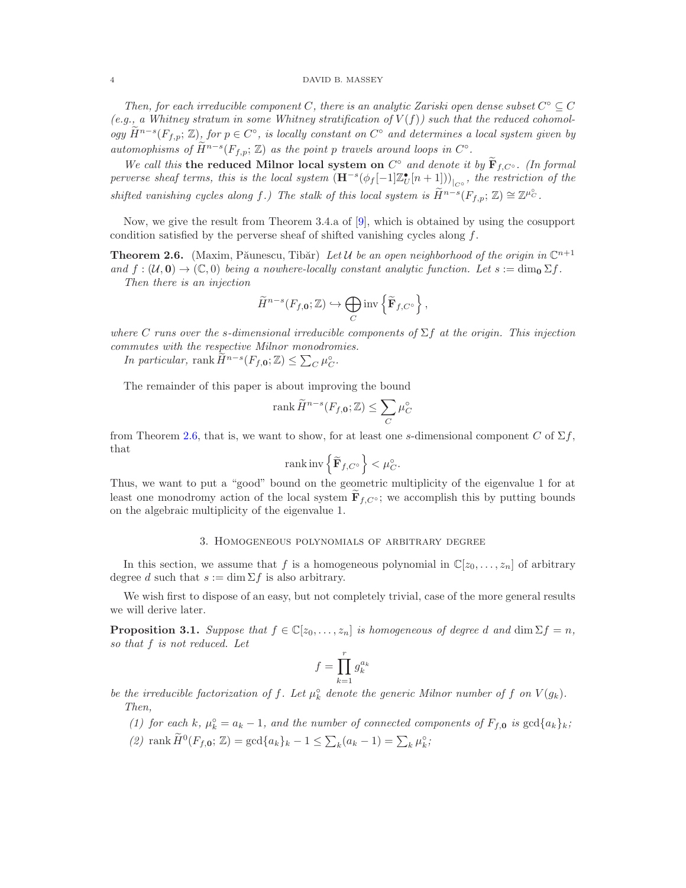*Then, for each irreducible component $C$, there is an analytic Zariski open dense subset $C^\circ \subseteq C$ (e.g., a Whitney stratum in some Whitney stratification of $V(f)$) such that the reduced cohomology $\widetilde{H}^{n-s}(F_{f,p};\,\mathbb{Z})$, for $p \in C^\circ$, is locally constant on $C^\circ$ and determines a local system given by automophisms of $\widetilde{H}^{n-s}(F_{f,p};\,\mathbb{Z})$ as the point $p$ travels around loops in $C^\circ$.*

*We call this* **the reduced Milnor local system on** $C^\circ$ *and denote it by $\widetilde{\mathbf{F}}_{f,C^\circ}$. (In formal perverse sheaf terms, this is the local system $(\mathbf{H}^{-s}(\phi_f[-1]\mathbb{Z}^\bullet_{\mathcal{U}}[n+1]))_{|_{C^\circ}}$, the restriction of the shifted vanishing cycles along $f$.) The stalk of this local system is $\widetilde{H}^{n-s}(F_{f,p};\,\mathbb{Z}) \cong \mathbb{Z}^{\mu^\circ_C}$.*

Now, we give the result from Theorem 3.4.a of [9], which is obtained by using the cosupport condition satisfied by the perverse sheaf of shifted vanishing cycles along $f$.

**Theorem 2.6.** (Maxim, Păunescu, Tibăr) *Let $\mathcal{U}$ be an open neighborhood of the origin in $\mathbb{C}^{n+1}$ and $f : (\mathcal{U}, \mathbf{0}) \to (\mathbb{C}, 0)$ being a nowhere-locally constant analytic function. Let $s := \dim_{\mathbf{0}} \Sigma f$.*

*Then there is an injection*

$$\widetilde{H}^{n-s}(F_{f,\mathbf{0}};\mathbb{Z}) \hookrightarrow \bigoplus_C \operatorname{inv}\left\{\widetilde{\mathbf{F}}_{f,C^\circ}\right\},$$

*where $C$ runs over the $s$-dimensional irreducible components of $\Sigma f$ at the origin. This injection commutes with the respective Milnor monodromies.*

*In particular,* $\operatorname{rank} \widetilde{H}^{n-s}(F_{f,\mathbf{0}};\mathbb{Z}) \leq \sum_C \mu^\circ_C$.

The remainder of this paper is about improving the bound

$$\operatorname{rank} \widetilde{H}^{n-s}(F_{f,\mathbf{0}};\mathbb{Z}) \leq \sum_C \mu^\circ_C$$

from Theorem 2.6, that is, we want to show, for at least one $s$-dimensional component $C$ of $\Sigma f$, that

$$\operatorname{rank} \operatorname{inv}\left\{\widetilde{\mathbf{F}}_{f,C^\circ}\right\} < \mu^\circ_C.$$

Thus, we want to put a "good" bound on the geometric multiplicity of the eigenvalue 1 for at least one monodromy action of the local system $\widetilde{\mathbf{F}}_{f,C^\circ}$; we accomplish this by putting bounds on the algebraic multiplicity of the eigenvalue 1.

## 3. Homogeneous polynomials of arbitrary degree

In this section, we assume that $f$ is a homogeneous polynomial in $\mathbb{C}[z_0, \dots, z_n]$ of arbitrary degree $d$ such that $s := \dim \Sigma f$ is also arbitrary.

We wish first to dispose of an easy, but not completely trivial, case of the more general results we will derive later.

**Proposition 3.1.** *Suppose that $f \in \mathbb{C}[z_0, \dots, z_n]$ is homogeneous of degree $d$ and $\dim \Sigma f = n$, so that $f$ is not reduced. Let*

$$f = \prod_{k=1}^{r} g_k^{a_k}$$

*be the irreducible factorization of $f$. Let $\mu^\circ_k$ denote the generic Milnor number of $f$ on $V(g_k)$.*

*Then,*

*(1) for each $k$, $\mu^\circ_k = a_k - 1$, and the number of connected components of $F_{f,\mathbf{0}}$ is $\gcd\{a_k\}_k$;*

*(2)* $\operatorname{rank} \widetilde{H}^0(F_{f,\mathbf{0}};\,\mathbb{Z}) = \gcd\{a_k\}_k - 1 \leq \sum_k (a_k - 1) = \sum_k \mu^\circ_k$*;*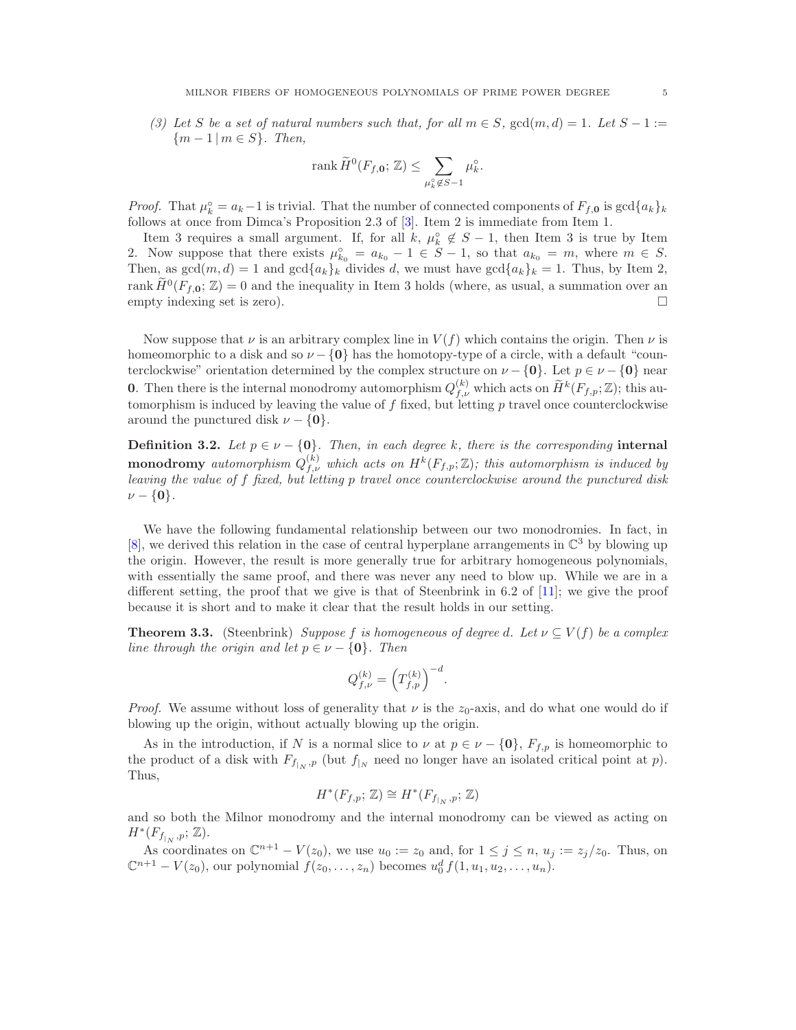*(3) Let $S$ be a set of natural numbers such that, for all $m \in S$, $\gcd(m, d) = 1$. Let $S - 1 := \{m - 1 \,|\, m \in S\}$. Then,*

$$\operatorname{rank} \widetilde{H}^0(F_{f,\mathbf{0}}; \mathbb{Z}) \leq \sum_{\mu_k^\circ \notin S-1} \mu_k^\circ.$$

*Proof.* That $\mu_k^\circ = a_k - 1$ is trivial. That the number of connected components of $F_{f,\mathbf{0}}$ is $\gcd\{a_k\}_k$ follows at once from Dimca's Proposition 2.3 of [3]. Item 2 is immediate from Item 1.

Item 3 requires a small argument. If, for all $k$, $\mu_k^\circ \notin S - 1$, then Item 3 is true by Item 2. Now suppose that there exists $\mu_{k_0}^\circ = a_{k_0} - 1 \in S - 1$, so that $a_{k_0} = m$, where $m \in S$. Then, as $\gcd(m, d) = 1$ and $\gcd\{a_k\}_k$ divides $d$, we must have $\gcd\{a_k\}_k = 1$. Thus, by Item 2, $\operatorname{rank} \widetilde{H}^0(F_{f,\mathbf{0}}; \mathbb{Z}) = 0$ and the inequality in Item 3 holds (where, as usual, a summation over an empty indexing set is zero). $\square$

Now suppose that $\nu$ is an arbitrary complex line in $V(f)$ which contains the origin. Then $\nu$ is homeomorphic to a disk and so $\nu - \{\mathbf{0}\}$ has the homotopy-type of a circle, with a default "counterclockwise" orientation determined by the complex structure on $\nu - \{\mathbf{0}\}$. Let $p \in \nu - \{\mathbf{0}\}$ near $\mathbf{0}$. Then there is the internal monodromy automorphism $Q_{f,\nu}^{(k)}$ which acts on $\widetilde{H}^k(F_{f,p}; \mathbb{Z})$; this automorphism is induced by leaving the value of $f$ fixed, but letting $p$ travel once counterclockwise around the punctured disk $\nu - \{\mathbf{0}\}$.

**Definition 3.2.** *Let $p \in \nu - \{\mathbf{0}\}$. Then, in each degree $k$, there is the corresponding* **internal monodromy** *automorphism $Q_{f,\nu}^{(k)}$ which acts on $H^k(F_{f,p}; \mathbb{Z})$; this automorphism is induced by leaving the value of $f$ fixed, but letting $p$ travel once counterclockwise around the punctured disk $\nu - \{\mathbf{0}\}$.*

We have the following fundamental relationship between our two monodromies. In fact, in [8], we derived this relation in the case of central hyperplane arrangements in $\mathbb{C}^3$ by blowing up the origin. However, the result is more generally true for arbitrary homogeneous polynomials, with essentially the same proof, and there was never any need to blow up. While we are in a different setting, the proof that we give is that of Steenbrink in 6.2 of [11]; we give the proof because it is short and to make it clear that the result holds in our setting.

**Theorem 3.3.** (Steenbrink) *Suppose $f$ is homogeneous of degree $d$. Let $\nu \subseteq V(f)$ be a complex line through the origin and let $p \in \nu - \{\mathbf{0}\}$. Then*

$$Q_{f,\nu}^{(k)} = \left(T_{f,p}^{(k)}\right)^{-d}.$$

*Proof.* We assume without loss of generality that $\nu$ is the $z_0$-axis, and do what one would do if blowing up the origin, without actually blowing up the origin.

As in the introduction, if $N$ is a normal slice to $\nu$ at $p \in \nu - \{\mathbf{0}\}$, $F_{f,p}$ is homeomorphic to the product of a disk with $F_{f_{|_N},p}$ (but $f_{|_N}$ need no longer have an isolated critical point at $p$). Thus,

$$H^*(F_{f,p}; \mathbb{Z}) \cong H^*(F_{f_{|_N},p}; \mathbb{Z})$$

and so both the Milnor monodromy and the internal monodromy can be viewed as acting on $H^*(F_{f_{|_N},p}; \mathbb{Z})$.

As coordinates on $\mathbb{C}^{n+1} - V(z_0)$, we use $u_0 := z_0$ and, for $1 \leq j \leq n$, $u_j := z_j/z_0$. Thus, on $\mathbb{C}^{n+1} - V(z_0)$, our polynomial $f(z_0, \ldots, z_n)$ becomes $u_0^d f(1, u_1, u_2, \ldots, u_n)$.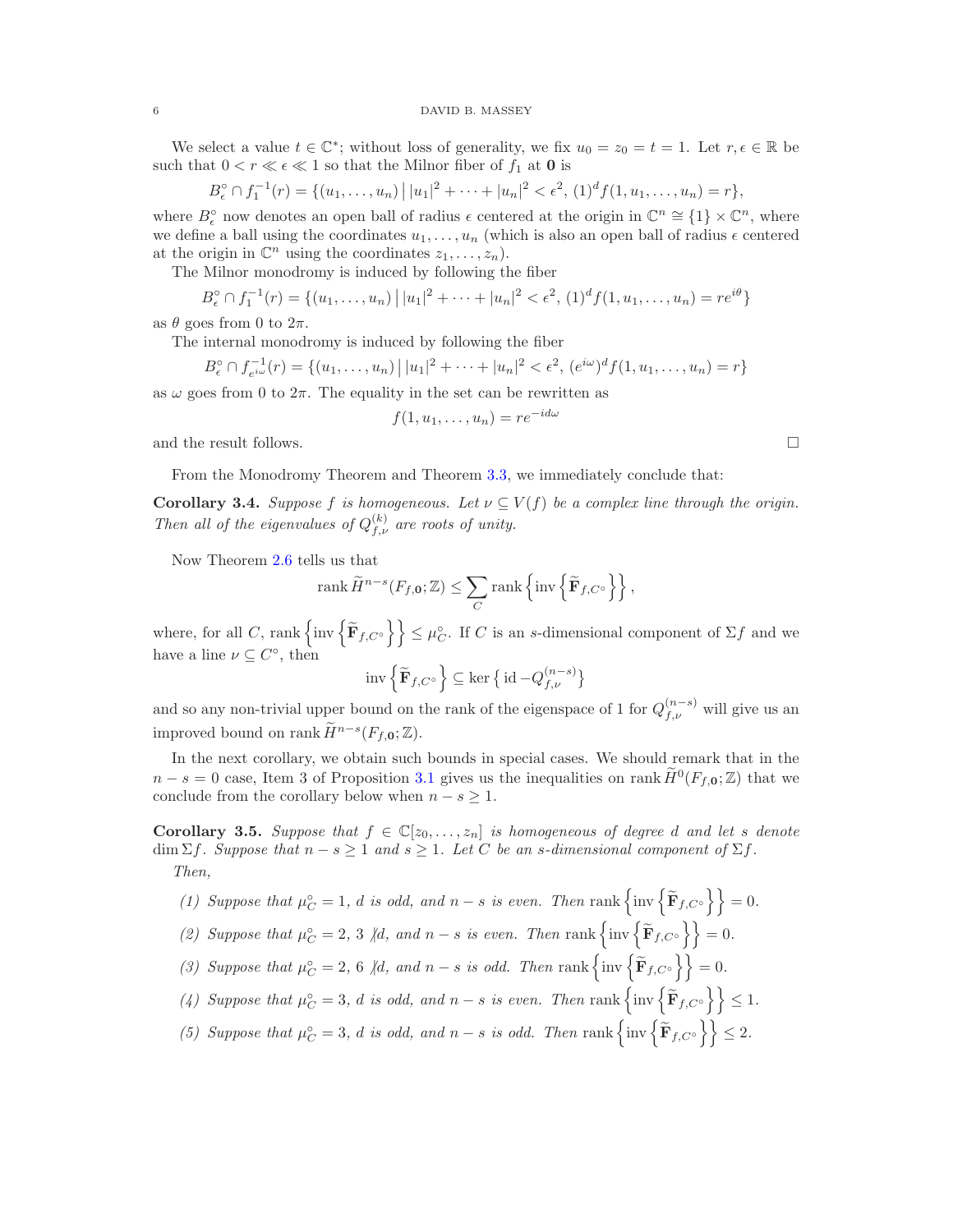We select a value $t \in \mathbb{C}^*$; without loss of generality, we fix $u_0 = z_0 = t = 1$. Let $r, \epsilon \in \mathbb{R}$ be such that $0 < r \ll \epsilon \ll 1$ so that the Milnor fiber of $f_1$ at $\mathbf{0}$ is

$$B^\circ_\epsilon \cap f_1^{-1}(r) = \{(u_1, \dots, u_n) \,|\, |u_1|^2 + \cdots + |u_n|^2 < \epsilon^2, \; (1)^d f(1, u_1, \dots, u_n) = r\},$$

where $B^\circ_\epsilon$ now denotes an open ball of radius $\epsilon$ centered at the origin in $\mathbb{C}^n \cong \{1\} \times \mathbb{C}^n$, where we define a ball using the coordinates $u_1, \dots, u_n$ (which is also an open ball of radius $\epsilon$ centered at the origin in $\mathbb{C}^n$ using the coordinates $z_1, \dots, z_n$).

The Milnor monodromy is induced by following the fiber

$$B^\circ_\epsilon \cap f_1^{-1}(r) = \{(u_1, \dots, u_n) \,|\, |u_1|^2 + \cdots + |u_n|^2 < \epsilon^2, \; (1)^d f(1, u_1, \dots, u_n) = re^{i\theta}\}$$

as $\theta$ goes from $0$ to $2\pi$.

The internal monodromy is induced by following the fiber

$$B^\circ_\epsilon \cap f_{e^{i\omega}}^{-1}(r) = \{(u_1, \dots, u_n) \,|\, |u_1|^2 + \cdots + |u_n|^2 < \epsilon^2, \; (e^{i\omega})^d f(1, u_1, \dots, u_n) = r\}$$

as $\omega$ goes from $0$ to $2\pi$. The equality in the set can be rewritten as

$$f(1, u_1, \dots, u_n) = re^{-id\omega}$$

and the result follows. $\square$

From the Monodromy Theorem and Theorem 3.3, we immediately conclude that:

**Corollary 3.4.** *Suppose $f$ is homogeneous. Let $\nu \subseteq V(f)$ be a complex line through the origin. Then all of the eigenvalues of $Q^{(k)}_{f,\nu}$ are roots of unity.*

Now Theorem 2.6 tells us that

$$\operatorname{rank} \widetilde{H}^{n-s}(F_{f,\mathbf{0}}; \mathbb{Z}) \leq \sum_C \operatorname{rank} \left\{ \operatorname{inv} \left\{ \widetilde{\mathbf{F}}_{f,C^\circ} \right\} \right\},$$

where, for all $C$, $\operatorname{rank} \left\{ \operatorname{inv} \left\{ \widetilde{\mathbf{F}}_{f,C^\circ} \right\} \right\} \leq \mu^\circ_C$. If $C$ is an $s$-dimensional component of $\Sigma f$ and we have a line $\nu \subseteq C^\circ$, then

$$\operatorname{inv} \left\{ \widetilde{\mathbf{F}}_{f,C^\circ} \right\} \subseteq \ker \left\{ \operatorname{id} - Q^{(n-s)}_{f,\nu} \right\}$$

and so any non-trivial upper bound on the rank of the eigenspace of 1 for $Q^{(n-s)}_{f,\nu}$ will give us an improved bound on $\operatorname{rank} \widetilde{H}^{n-s}(F_{f,\mathbf{0}}; \mathbb{Z})$.

In the next corollary, we obtain such bounds in special cases. We should remark that in the $n - s = 0$ case, Item 3 of Proposition 3.1 gives us the inequalities on $\operatorname{rank} \widetilde{H}^0(F_{f,\mathbf{0}}; \mathbb{Z})$ that we conclude from the corollary below when $n - s \geq 1$.

**Corollary 3.5.** *Suppose that $f \in \mathbb{C}[z_0, \dots, z_n]$ is homogeneous of degree $d$ and let $s$ denote $\dim \Sigma f$. Suppose that $n - s \geq 1$ and $s \geq 1$. Let $C$ be an $s$-dimensional component of $\Sigma f$.*

*Then,*

1. *Suppose that $\mu^\circ_C = 1$, $d$ is odd, and $n - s$ is even. Then $\operatorname{rank} \left\{ \operatorname{inv} \left\{ \widetilde{\mathbf{F}}_{f,C^\circ} \right\} \right\} = 0$.*
2. *Suppose that $\mu^\circ_C = 2$, $3 \not| d$, and $n - s$ is even. Then $\operatorname{rank} \left\{ \operatorname{inv} \left\{ \widetilde{\mathbf{F}}_{f,C^\circ} \right\} \right\} = 0$.*
3. *Suppose that $\mu^\circ_C = 2$, $6 \not| d$, and $n - s$ is odd. Then $\operatorname{rank} \left\{ \operatorname{inv} \left\{ \widetilde{\mathbf{F}}_{f,C^\circ} \right\} \right\} = 0$.*
4. *Suppose that $\mu^\circ_C = 3$, $d$ is odd, and $n - s$ is even. Then $\operatorname{rank} \left\{ \operatorname{inv} \left\{ \widetilde{\mathbf{F}}_{f,C^\circ} \right\} \right\} \leq 1$.*
5. *Suppose that $\mu^\circ_C = 3$, $d$ is odd, and $n - s$ is odd. Then $\operatorname{rank} \left\{ \operatorname{inv} \left\{ \widetilde{\mathbf{F}}_{f,C^\circ} \right\} \right\} \leq 2$.*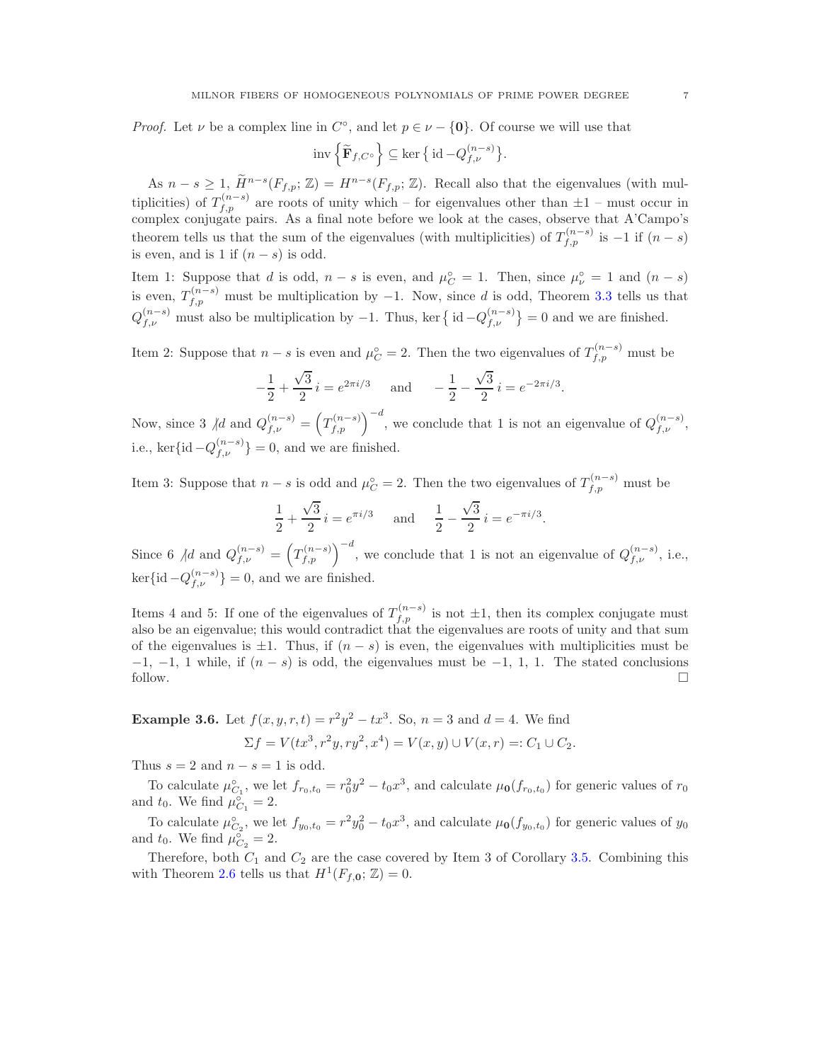*Proof.* Let $\nu$ be a complex line in $C^{\circ}$, and let $p \in \nu - \{\mathbf{0}\}$. Of course we will use that

$$\operatorname{inv}\left\{\widetilde{\mathbf{F}}_{f,C^{\circ}}\right\} \subseteq \ker\left\{\operatorname{id} - Q_{f,\nu}^{(n-s)}\right\}.$$

As $n - s \geq 1$, $\widetilde{H}^{n-s}(F_{f,p};\mathbb{Z}) = H^{n-s}(F_{f,p};\mathbb{Z})$. Recall also that the eigenvalues (with multiplicities) of $T_{f,p}^{(n-s)}$ are roots of unity which – for eigenvalues other than $\pm 1$ – must occur in complex conjugate pairs. As a final note before we look at the cases, observe that A'Campo's theorem tells us that the sum of the eigenvalues (with multiplicities) of $T_{f,p}^{(n-s)}$ is $-1$ if $(n-s)$ is even, and is 1 if $(n-s)$ is odd.

Item 1: Suppose that $d$ is odd, $n-s$ is even, and $\mu_C^{\circ} = 1$. Then, since $\mu_\nu^{\circ} = 1$ and $(n-s)$ is even, $T_{f,p}^{(n-s)}$ must be multiplication by $-1$. Now, since $d$ is odd, Theorem 3.3 tells us that $Q_{f,\nu}^{(n-s)}$ must also be multiplication by $-1$. Thus, $\ker\left\{\operatorname{id} - Q_{f,\nu}^{(n-s)}\right\} = 0$ and we are finished.

Item 2: Suppose that $n-s$ is even and $\mu_C^{\circ} = 2$. Then the two eigenvalues of $T_{f,p}^{(n-s)}$ must be

$$-\frac{1}{2} + \frac{\sqrt{3}}{2}\,i = e^{2\pi i/3} \quad \text{ and } \quad -\frac{1}{2} - \frac{\sqrt{3}}{2}\,i = e^{-2\pi i/3}.$$

Now, since $3 \not| d$ and $Q_{f,\nu}^{(n-s)} = \left(T_{f,p}^{(n-s)}\right)^{-d}$, we conclude that 1 is not an eigenvalue of $Q_{f,\nu}^{(n-s)}$, i.e., $\ker\{\operatorname{id} - Q_{f,\nu}^{(n-s)}\} = 0$, and we are finished.

Item 3: Suppose that $n-s$ is odd and $\mu_C^{\circ} = 2$. Then the two eigenvalues of $T_{f,p}^{(n-s)}$ must be

$$\frac{1}{2} + \frac{\sqrt{3}}{2}\,i = e^{\pi i/3} \quad \text{ and } \quad \frac{1}{2} - \frac{\sqrt{3}}{2}\,i = e^{-\pi i/3}.$$

Since $6 \not| d$ and $Q_{f,\nu}^{(n-s)} = \left(T_{f,p}^{(n-s)}\right)^{-d}$, we conclude that 1 is not an eigenvalue of $Q_{f,\nu}^{(n-s)}$, i.e., $\ker\{\operatorname{id} - Q_{f,\nu}^{(n-s)}\} = 0$, and we are finished.

Items 4 and 5: If one of the eigenvalues of $T_{f,p}^{(n-s)}$ is not $\pm 1$, then its complex conjugate must also be an eigenvalue; this would contradict that the eigenvalues are roots of unity and that sum of the eigenvalues is $\pm 1$. Thus, if $(n-s)$ is even, the eigenvalues with multiplicities must be $-1$, $-1$, $1$ while, if $(n-s)$ is odd, the eigenvalues must be $-1$, $1$, $1$. The stated conclusions follow. $\square$

**Example 3.6.** Let $f(x,y,r,t) = r^2y^2 - tx^3$. So, $n = 3$ and $d = 4$. We find

$$\Sigma f = V(tx^3, r^2y, ry^2, x^4) = V(x,y) \cup V(x,r) =: C_1 \cup C_2.$$

Thus $s = 2$ and $n - s = 1$ is odd.

To calculate $\mu_{C_1}^{\circ}$, we let $f_{r_0,t_0} = r_0^2y^2 - t_0x^3$, and calculate $\mu_{\mathbf{0}}(f_{r_0,t_0})$ for generic values of $r_0$ and $t_0$. We find $\mu_{C_1}^{\circ} = 2$.

To calculate $\mu_{C_2}^{\circ}$, we let $f_{y_0,t_0} = r^2y_0^2 - t_0x^3$, and calculate $\mu_{\mathbf{0}}(f_{y_0,t_0})$ for generic values of $y_0$ and $t_0$. We find $\mu_{C_2}^{\circ} = 2$.

Therefore, both $C_1$ and $C_2$ are the case covered by Item 3 of Corollary 3.5. Combining this with Theorem 2.6 tells us that $H^1(F_{f,\mathbf{0}};\mathbb{Z}) = 0$.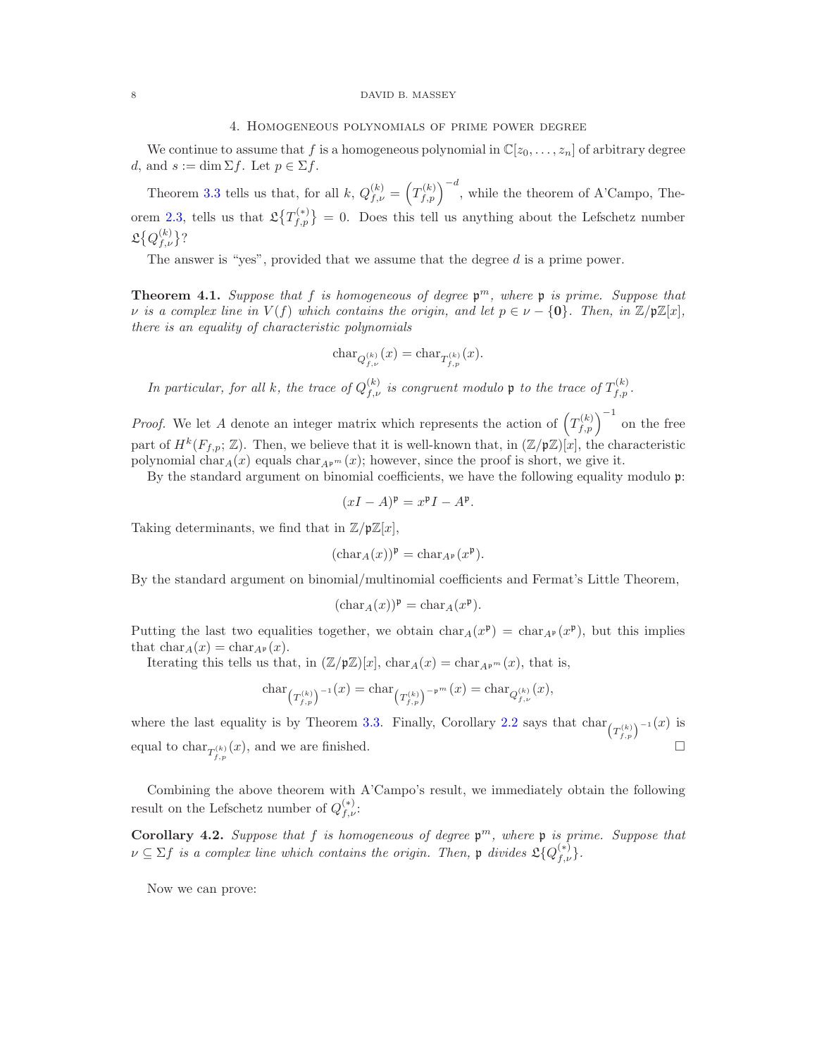## 4. Homogeneous polynomials of prime power degree

We continue to assume that $f$ is a homogeneous polynomial in $\mathbb{C}[z_0, \dots, z_n]$ of arbitrary degree $d$, and $s := \dim \Sigma f$. Let $p \in \Sigma f$.

Theorem 3.3 tells us that, for all $k$, $Q^{(k)}_{f,\nu} = \left(T^{(k)}_{f,p}\right)^{-d}$, while the theorem of A'Campo, Theorem 2.3, tells us that $\mathfrak{L}\{T^{(*)}_{f,p}\} = 0$. Does this tell us anything about the Lefschetz number $\mathfrak{L}\{Q^{(k)}_{f,\nu}\}$?

The answer is "yes", provided that we assume that the degree $d$ is a prime power.

**Theorem 4.1.** *Suppose that $f$ is homogeneous of degree $\mathfrak{p}^m$, where $\mathfrak{p}$ is prime. Suppose that $\nu$ is a complex line in $V(f)$ which contains the origin, and let $p \in \nu - \{\mathbf{0}\}$. Then, in $\mathbb{Z}/\mathfrak{p}\mathbb{Z}[x]$, there is an equality of characteristic polynomials*

$$\mathrm{char}_{Q^{(k)}_{f,\nu}}(x) = \mathrm{char}_{T^{(k)}_{f,p}}(x).$$

*In particular, for all $k$, the trace of $Q^{(k)}_{f,\nu}$ is congruent modulo $\mathfrak{p}$ to the trace of $T^{(k)}_{f,p}$.*

*Proof.* We let $A$ denote an integer matrix which represents the action of $\left(T^{(k)}_{f,p}\right)^{-1}$ on the free part of $H^k(F_{f,p}; \mathbb{Z})$. Then, we believe that it is well-known that, in $(\mathbb{Z}/\mathfrak{p}\mathbb{Z})[x]$, the characteristic polynomial $\mathrm{char}_A(x)$ equals $\mathrm{char}_{A^{\mathfrak{p}^m}}(x)$; however, since the proof is short, we give it.

By the standard argument on binomial coefficients, we have the following equality modulo $\mathfrak{p}$:

$$(xI - A)^{\mathfrak{p}} = x^{\mathfrak{p}} I - A^{\mathfrak{p}}.$$

Taking determinants, we find that in $\mathbb{Z}/\mathfrak{p}\mathbb{Z}[x]$,

$$(\mathrm{char}_A(x))^{\mathfrak{p}} = \mathrm{char}_{A^{\mathfrak{p}}}(x^{\mathfrak{p}}).$$

By the standard argument on binomial/multinomial coefficients and Fermat's Little Theorem,

$$(\mathrm{char}_A(x))^{\mathfrak{p}} = \mathrm{char}_A(x^{\mathfrak{p}}).$$

Putting the last two equalities together, we obtain $\mathrm{char}_A(x^{\mathfrak{p}}) = \mathrm{char}_{A^{\mathfrak{p}}}(x^{\mathfrak{p}})$, but this implies that $\mathrm{char}_A(x) = \mathrm{char}_{A^{\mathfrak{p}}}(x)$.

Iterating this tells us that, in $(\mathbb{Z}/\mathfrak{p}\mathbb{Z})[x]$, $\mathrm{char}_A(x) = \mathrm{char}_{A^{\mathfrak{p}^m}}(x)$, that is,

$$\mathrm{char}_{\left(T^{(k)}_{f,p}\right)^{-1}}(x) = \mathrm{char}_{\left(T^{(k)}_{f,p}\right)^{-\mathfrak{p}^m}}(x) = \mathrm{char}_{Q^{(k)}_{f,\nu}}(x),$$

where the last equality is by Theorem 3.3. Finally, Corollary 2.2 says that $\mathrm{char}_{\left(T^{(k)}_{f,p}\right)^{-1}}(x)$ is equal to $\mathrm{char}_{T^{(k)}_{f,p}}(x)$, and we are finished. □

Combining the above theorem with A'Campo's result, we immediately obtain the following result on the Lefschetz number of $Q^{(*)}_{f,\nu}$:

**Corollary 4.2.** *Suppose that $f$ is homogeneous of degree $\mathfrak{p}^m$, where $\mathfrak{p}$ is prime. Suppose that $\nu \subseteq \Sigma f$ is a complex line which contains the origin. Then, $\mathfrak{p}$ divides $\mathfrak{L}\{Q^{(*)}_{f,\nu}\}$.*

Now we can prove: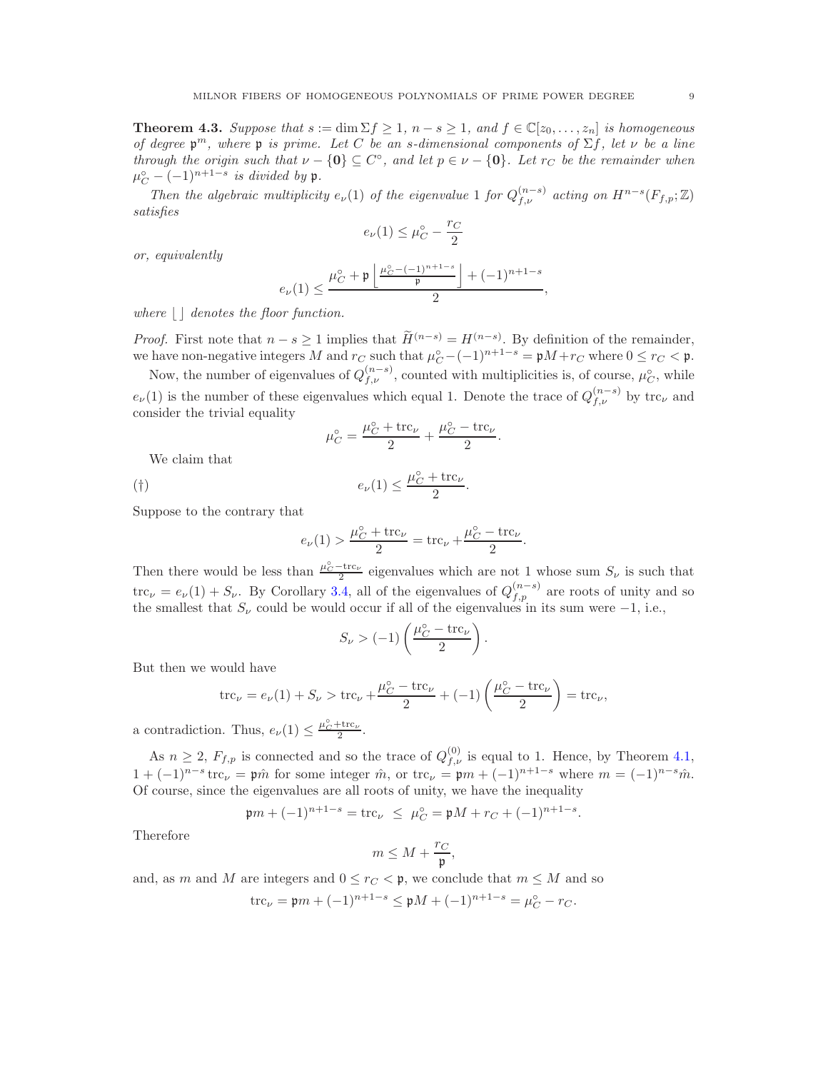**Theorem 4.3.** *Suppose that $s := \dim \Sigma f \geq 1$, $n - s \geq 1$, and $f \in \mathbb{C}[z_0, \ldots, z_n]$ is homogeneous of degree $\mathfrak{p}^m$, where $\mathfrak{p}$ is prime. Let $C$ be an $s$-dimensional components of $\Sigma f$, let $\nu$ be a line through the origin such that $\nu - \{\mathbf{0}\} \subseteq C^\circ$, and let $p \in \nu - \{\mathbf{0}\}$. Let $r_C$ be the remainder when $\mu_C^\circ - (-1)^{n+1-s}$ is divided by $\mathfrak{p}$.*

*Then the algebraic multiplicity $e_\nu(1)$ of the eigenvalue 1 for $Q_{f,\nu}^{(n-s)}$ acting on $H^{n-s}(F_{f,p};\mathbb{Z})$ satisfies*

$$e_\nu(1) \leq \mu_C^\circ - \frac{r_C}{2}$$

*or, equivalently*

$$e_\nu(1) \leq \frac{\mu_C^\circ + \mathfrak{p}\left\lfloor \frac{\mu_C^\circ - (-1)^{n+1-s}}{\mathfrak{p}} \right\rfloor + (-1)^{n+1-s}}{2},$$

*where $\lfloor\ \rfloor$ denotes the floor function.*

*Proof.* First note that $n - s \geq 1$ implies that $\widetilde{H}^{(n-s)} = H^{(n-s)}$. By definition of the remainder, we have non-negative integers $M$ and $r_C$ such that $\mu_C^\circ - (-1)^{n+1-s} = \mathfrak{p}M + r_C$ where $0 \leq r_C < \mathfrak{p}$.

Now, the number of eigenvalues of $Q_{f,\nu}^{(n-s)}$, counted with multiplicities is, of course, $\mu_C^\circ$, while $e_\nu(1)$ is the number of these eigenvalues which equal 1. Denote the trace of $Q_{f,\nu}^{(n-s)}$ by $\operatorname{trc}_\nu$ and consider the trivial equality

$$\mu_C^\circ = \frac{\mu_C^\circ + \operatorname{trc}_\nu}{2} + \frac{\mu_C^\circ - \operatorname{trc}_\nu}{2}.$$

We claim that

$$(\dagger) \qquad e_\nu(1) \leq \frac{\mu_C^\circ + \operatorname{trc}_\nu}{2}.$$

Suppose to the contrary that

$$e_\nu(1) > \frac{\mu_C^\circ + \operatorname{trc}_\nu}{2} = \operatorname{trc}_\nu + \frac{\mu_C^\circ - \operatorname{trc}_\nu}{2}.$$

Then there would be less than $\frac{\mu_C^\circ - \operatorname{trc}_\nu}{2}$ eigenvalues which are not 1 whose sum $S_\nu$ is such that $\operatorname{trc}_\nu = e_\nu(1) + S_\nu$. By Corollary 3.4, all of the eigenvalues of $Q_{f,p}^{(n-s)}$ are roots of unity and so the smallest that $S_\nu$ could be would occur if all of the eigenvalues in its sum were $-1$, i.e.,

$$S_\nu > (-1)\left(\frac{\mu_C^\circ - \operatorname{trc}_\nu}{2}\right).$$

But then we would have

$$\operatorname{trc}_\nu = e_\nu(1) + S_\nu > \operatorname{trc}_\nu + \frac{\mu_C^\circ - \operatorname{trc}_\nu}{2} + (-1)\left(\frac{\mu_C^\circ - \operatorname{trc}_\nu}{2}\right) = \operatorname{trc}_\nu,$$

a contradiction. Thus, $e_\nu(1) \leq \frac{\mu_C^\circ + \operatorname{trc}_\nu}{2}$.

As $n \geq 2$, $F_{f,p}$ is connected and so the trace of $Q_{f,\nu}^{(0)}$ is equal to 1. Hence, by Theorem 4.1, $1 + (-1)^{n-s}\operatorname{trc}_\nu = \mathfrak{p}\hat{m}$ for some integer $\hat{m}$, or $\operatorname{trc}_\nu = \mathfrak{p}m + (-1)^{n+1-s}$ where $m = (-1)^{n-s}\hat{m}$. Of course, since the eigenvalues are all roots of unity, we have the inequality

$$\mathfrak{p}m + (-1)^{n+1-s} = \operatorname{trc}_\nu \ \leq\ \mu_C^\circ = \mathfrak{p}M + r_C + (-1)^{n+1-s}.$$

Therefore

$$m \leq M + \frac{r_C}{\mathfrak{p}},$$

and, as $m$ and $M$ are integers and $0 \leq r_C < \mathfrak{p}$, we conclude that $m \leq M$ and so

$$\operatorname{trc}_\nu = \mathfrak{p}m + (-1)^{n+1-s} \leq \mathfrak{p}M + (-1)^{n+1-s} = \mu_C^\circ - r_C.$$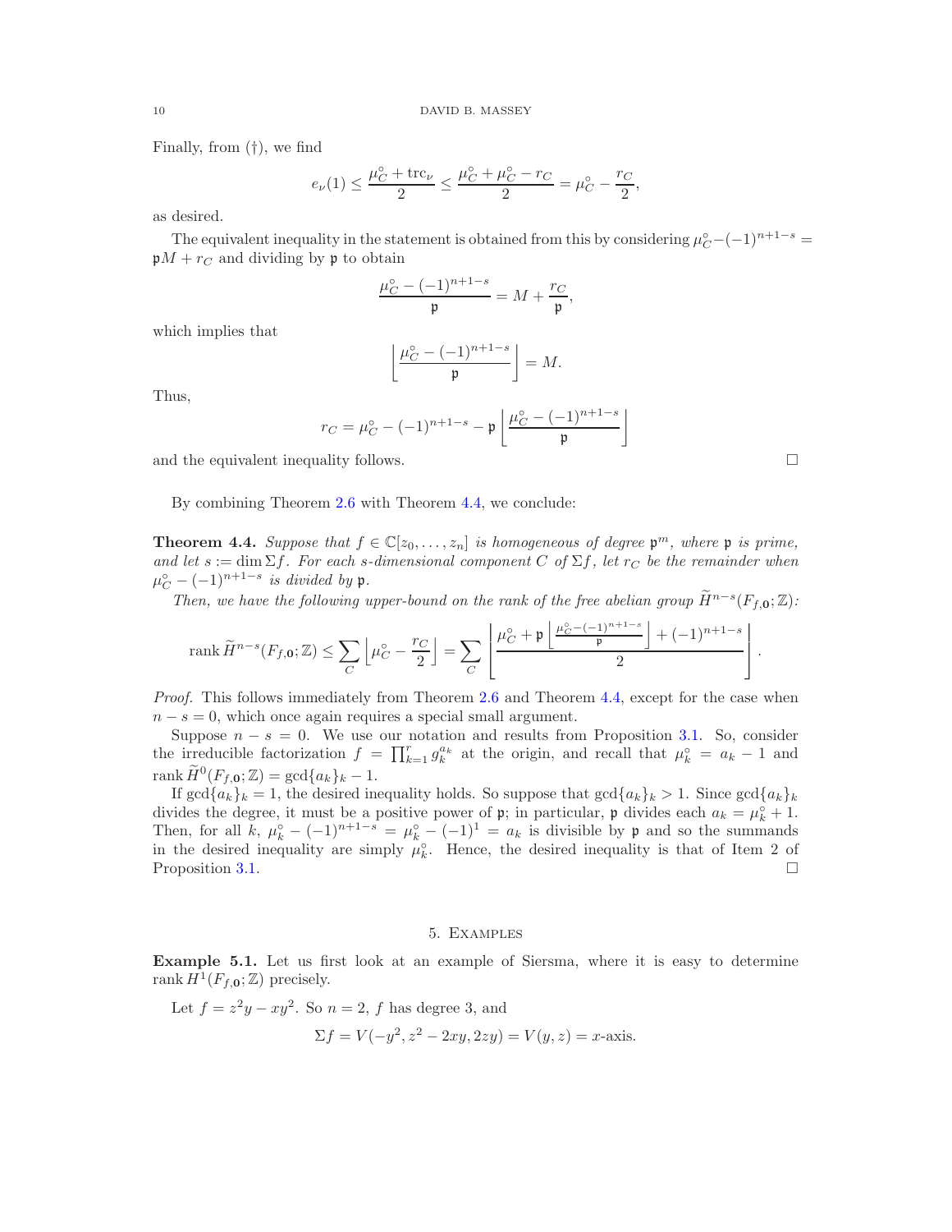Finally, from (†), we find

$$e_\nu(1) \leq \frac{\mu_C^\circ + \mathrm{trc}_\nu}{2} \leq \frac{\mu_C^\circ + \mu_C^\circ - r_C}{2} = \mu_C^\circ - \frac{r_C}{2},$$

as desired.

The equivalent inequality in the statement is obtained from this by considering $\mu_C^\circ - (-1)^{n+1-s} = \mathfrak{p}M + r_C$ and dividing by $\mathfrak{p}$ to obtain

$$\frac{\mu_C^\circ - (-1)^{n+1-s}}{\mathfrak{p}} = M + \frac{r_C}{\mathfrak{p}},$$

which implies that

$$\left\lfloor \frac{\mu_C^\circ - (-1)^{n+1-s}}{\mathfrak{p}} \right\rfloor = M.$$

Thus,

$$r_C = \mu_C^\circ - (-1)^{n+1-s} - \mathfrak{p} \left\lfloor \frac{\mu_C^\circ - (-1)^{n+1-s}}{\mathfrak{p}} \right\rfloor$$

and the equivalent inequality follows. □

By combining Theorem 2.6 with Theorem 4.4, we conclude:

**Theorem 4.4.** *Suppose that $f \in \mathbb{C}[z_0, \dots, z_n]$ is homogeneous of degree $\mathfrak{p}^m$, where $\mathfrak{p}$ is prime, and let $s := \dim \Sigma f$. For each $s$-dimensional component $C$ of $\Sigma f$, let $r_C$ be the remainder when $\mu_C^\circ - (-1)^{n+1-s}$ is divided by $\mathfrak{p}$.*

*Then, we have the following upper-bound on the rank of the free abelian group $\widetilde{H}^{n-s}(F_{f,\mathbf{0}}; \mathbb{Z})$:*

$$\operatorname{rank} \widetilde{H}^{n-s}(F_{f,\mathbf{0}}; \mathbb{Z}) \leq \sum_C \left\lfloor \mu_C^\circ - \frac{r_C}{2} \right\rfloor = \sum_C \left\lfloor \frac{\mu_C^\circ + \mathfrak{p} \left\lfloor \frac{\mu_C^\circ - (-1)^{n+1-s}}{\mathfrak{p}} \right\rfloor + (-1)^{n+1-s}}{2} \right\rfloor.$$

*Proof.* This follows immediately from Theorem 2.6 and Theorem 4.4, except for the case when $n - s = 0$, which once again requires a special small argument.

Suppose $n - s = 0$. We use our notation and results from Proposition 3.1. So, consider the irreducible factorization $f = \prod_{k=1}^r g_k^{a_k}$ at the origin, and recall that $\mu_k^\circ = a_k - 1$ and $\operatorname{rank} \widetilde{H}^0(F_{f,\mathbf{0}}; \mathbb{Z}) = \gcd\{a_k\}_k - 1$.

If $\gcd\{a_k\}_k = 1$, the desired inequality holds. So suppose that $\gcd\{a_k\}_k > 1$. Since $\gcd\{a_k\}_k$ divides the degree, it must be a positive power of $\mathfrak{p}$; in particular, $\mathfrak{p}$ divides each $a_k = \mu_k^\circ + 1$. Then, for all $k$, $\mu_k^\circ - (-1)^{n+1-s} = \mu_k^\circ - (-1)^1 = a_k$ is divisible by $\mathfrak{p}$ and so the summands in the desired inequality are simply $\mu_k^\circ$. Hence, the desired inequality is that of Item 2 of Proposition 3.1. □

## 5. Examples

**Example 5.1.** Let us first look at an example of Siersma, where it is easy to determine $\operatorname{rank} H^1(F_{f,\mathbf{0}}; \mathbb{Z})$ precisely.

Let $f = z^2y - xy^2$. So $n = 2$, $f$ has degree 3, and

$$\Sigma f = V(-y^2, z^2 - 2xy, 2zy) = V(y, z) = x\text{-axis}.$$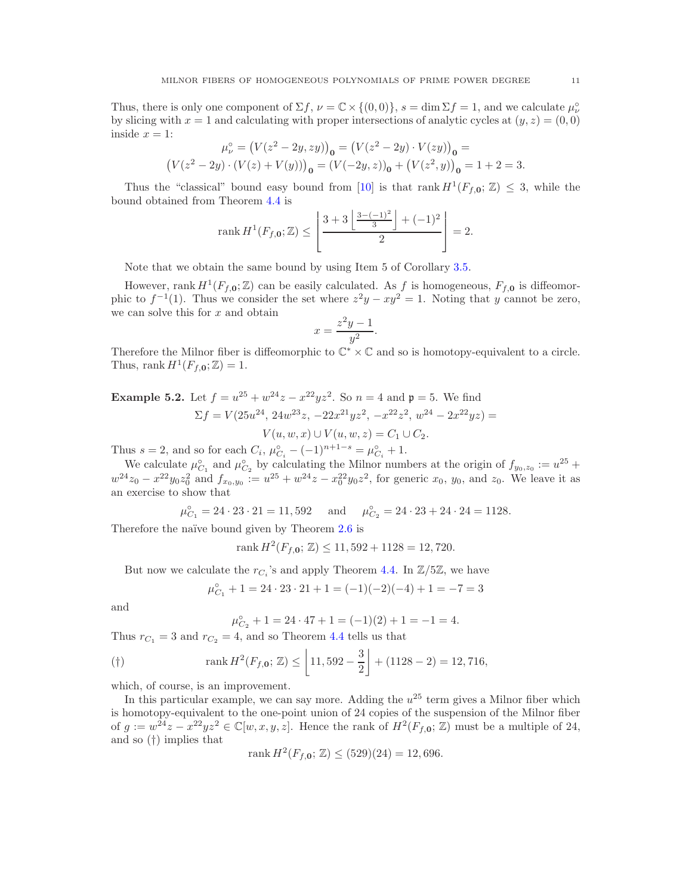Thus, there is only one component of $\Sigma f$, $\nu = \mathbb{C} \times \{(0,0)\}$, $s = \dim \Sigma f = 1$, and we calculate $\mu^\circ_\nu$ by slicing with $x = 1$ and calculating with proper intersections of analytic cycles at $(y,z) = (0,0)$ inside $x = 1$:

$$\mu^\circ_\nu = \big(V(z^2 - 2y, zy)\big)_{\mathbf{0}} = \big(V(z^2 - 2y) \cdot V(zy)\big)_{\mathbf{0}} =$$
$$\big(V(z^2 - 2y) \cdot (V(z) + V(y))\big)_{\mathbf{0}} = (V(-2y, z))_{\mathbf{0}} + \big(V(z^2, y)\big)_{\mathbf{0}} = 1 + 2 = 3.$$

Thus the "classical" bound easy bound from [10] is that $\operatorname{rank} H^1(F_{f,\mathbf{0}}; \mathbb{Z}) \leq 3$, while the bound obtained from Theorem 4.4 is

$$\operatorname{rank} H^1(F_{f,\mathbf{0}}; \mathbb{Z}) \leq \left\lfloor \frac{3 + 3\left\lfloor \frac{3-(-1)^2}{3} \right\rfloor + (-1)^2}{2} \right\rfloor = 2.$$

Note that we obtain the same bound by using Item 5 of Corollary 3.5.

However, $\operatorname{rank} H^1(F_{f,\mathbf{0}}; \mathbb{Z})$ can be easily calculated. As $f$ is homogeneous, $F_{f,\mathbf{0}}$ is diffeomorphic to $f^{-1}(1)$. Thus we consider the set where $z^2y - xy^2 = 1$. Noting that $y$ cannot be zero, we can solve this for $x$ and obtain

$$x = \frac{z^2y - 1}{y^2}.$$

Therefore the Milnor fiber is diffeomorphic to $\mathbb{C}^* \times \mathbb{C}$ and so is homotopy-equivalent to a circle. Thus, $\operatorname{rank} H^1(F_{f,\mathbf{0}}; \mathbb{Z}) = 1$.

**Example 5.2.** Let $f = u^{25} + w^{24}z - x^{22}yz^2$. So $n = 4$ and $\mathfrak{p} = 5$. We find

$$\Sigma f = V(25u^{24},\, 24w^{23}z,\, -22x^{21}yz^2,\, -x^{22}z^2,\, w^{24} - 2x^{22}yz) =$$
$$V(u, w, x) \cup V(u, w, z) = C_1 \cup C_2.$$

Thus $s = 2$, and so for each $C_i$, $\mu^\circ_{C_i} - (-1)^{n+1-s} = \mu^\circ_{C_i} + 1$.

We calculate $\mu^\circ_{C_1}$ and $\mu^\circ_{C_2}$ by calculating the Milnor numbers at the origin of $f_{y_0,z_0} := u^{25} + w^{24}z_0 - x^{22}y_0z_0^2$ and $f_{x_0,y_0} := u^{25} + w^{24}z - x_0^{22}y_0z^2$, for generic $x_0$, $y_0$, and $z_0$. We leave it as an exercise to show that

$$\mu^\circ_{C_1} = 24 \cdot 23 \cdot 21 = 11{,}592 \quad \text{ and } \quad \mu^\circ_{C_2} = 24 \cdot 23 + 24 \cdot 24 = 1128.$$

Therefore the naïve bound given by Theorem 2.6 is

$$\operatorname{rank} H^2(F_{f,\mathbf{0}};\, \mathbb{Z}) \leq 11{,}592 + 1128 = 12{,}720.$$

But now we calculate the $r_{C_i}$'s and apply Theorem 4.4. In $\mathbb{Z}/5\mathbb{Z}$, we have

$$\mu^\circ_{C_1} + 1 = 24 \cdot 23 \cdot 21 + 1 = (-1)(-2)(-4) + 1 = -7 = 3$$

and

$$\mu^\circ_{C_2} + 1 = 24 \cdot 47 + 1 = (-1)(2) + 1 = -1 = 4.$$

Thus $r_{C_1} = 3$ and $r_{C_2} = 4$, and so Theorem 4.4 tells us that

$$(\dagger) \qquad \operatorname{rank} H^2(F_{f,\mathbf{0}};\, \mathbb{Z}) \leq \left\lfloor 11{,}592 - \frac{3}{2} \right\rfloor + (1128 - 2) = 12{,}716,$$

which, of course, is an improvement.

In this particular example, we can say more. Adding the $u^{25}$ term gives a Milnor fiber which is homotopy-equivalent to the one-point union of 24 copies of the suspension of the Milnor fiber of $g := w^{24}z - x^{22}yz^2 \in \mathbb{C}[w, x, y, z]$. Hence the rank of $H^2(F_{f,\mathbf{0}}; \mathbb{Z})$ must be a multiple of 24, and so $(\dagger)$ implies that

$$\operatorname{rank} H^2(F_{f,\mathbf{0}};\, \mathbb{Z}) \leq (529)(24) = 12{,}696.$$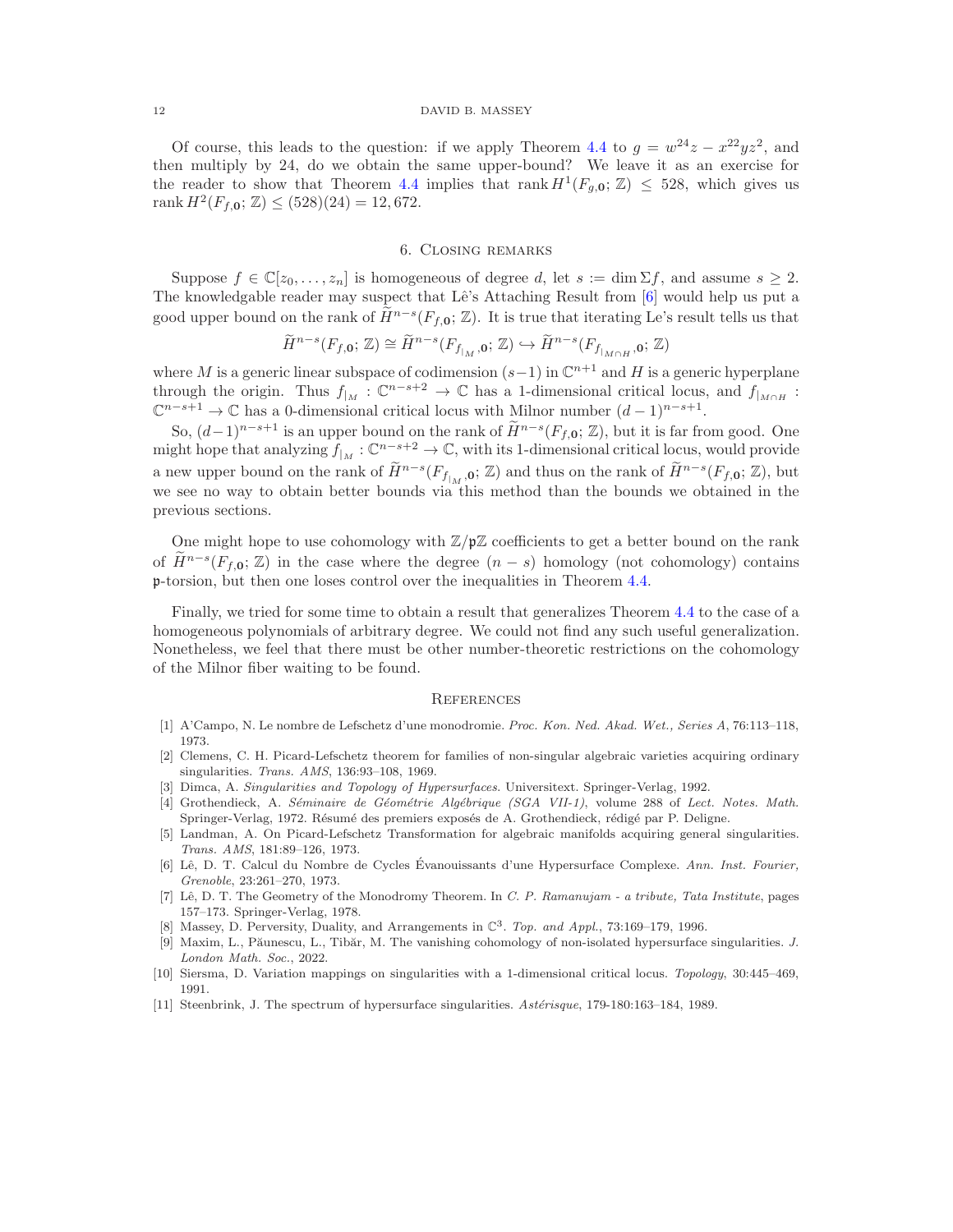Of course, this leads to the question: if we apply Theorem 4.4 to $g = w^{24}z - x^{22}yz^2$, and then multiply by 24, do we obtain the same upper-bound? We leave it as an exercise for the reader to show that Theorem 4.4 implies that $\operatorname{rank} H^1(F_{g,\mathbf{0}}; \mathbb{Z}) \leq 528$, which gives us $\operatorname{rank} H^2(F_{f,\mathbf{0}}; \mathbb{Z}) \leq (528)(24) = 12,672$.

## 6. Closing remarks

Suppose $f \in \mathbb{C}[z_0, \dots, z_n]$ is homogeneous of degree $d$, let $s := \dim \Sigma f$, and assume $s \geq 2$. The knowledgable reader may suspect that Lê's Attaching Result from [6] would help us put a good upper bound on the rank of $\widetilde{H}^{n-s}(F_{f,\mathbf{0}}; \mathbb{Z})$. It is true that iterating Le's result tells us that

$$\widetilde{H}^{n-s}(F_{f,\mathbf{0}}; \mathbb{Z}) \cong \widetilde{H}^{n-s}(F_{f_{|_M},\mathbf{0}}; \mathbb{Z}) \hookrightarrow \widetilde{H}^{n-s}(F_{f_{|_{M\cap H}},\mathbf{0}}; \mathbb{Z})$$

where $M$ is a generic linear subspace of codimension $(s-1)$ in $\mathbb{C}^{n+1}$ and $H$ is a generic hyperplane through the origin. Thus $f_{|_M} : \mathbb{C}^{n-s+2} \to \mathbb{C}$ has a 1-dimensional critical locus, and $f_{|_{M\cap H}} : \mathbb{C}^{n-s+1} \to \mathbb{C}$ has a 0-dimensional critical locus with Milnor number $(d-1)^{n-s+1}$.

So, $(d-1)^{n-s+1}$ is an upper bound on the rank of $\widetilde{H}^{n-s}(F_{f,\mathbf{0}}; \mathbb{Z})$, but it is far from good. One might hope that analyzing $f_{|_M} : \mathbb{C}^{n-s+2} \to \mathbb{C}$, with its 1-dimensional critical locus, would provide a new upper bound on the rank of $\widetilde{H}^{n-s}(F_{f_{|_M},\mathbf{0}}; \mathbb{Z})$ and thus on the rank of $\widetilde{H}^{n-s}(F_{f,\mathbf{0}}; \mathbb{Z})$, but we see no way to obtain better bounds via this method than the bounds we obtained in the previous sections.

One might hope to use cohomology with $\mathbb{Z}/\mathfrak{p}\mathbb{Z}$ coefficients to get a better bound on the rank of $\widetilde{H}^{n-s}(F_{f,\mathbf{0}}; \mathbb{Z})$ in the case where the degree $(n-s)$ homology (not cohomology) contains $\mathfrak{p}$-torsion, but then one loses control over the inequalities in Theorem 4.4.

Finally, we tried for some time to obtain a result that generalizes Theorem 4.4 to the case of a homogeneous polynomials of arbitrary degree. We could not find any such useful generalization. Nonetheless, we feel that there must be other number-theoretic restrictions on the cohomology of the Milnor fiber waiting to be found.

## References

[1] A'Campo, N. Le nombre de Lefschetz d'une monodromie. *Proc. Kon. Ned. Akad. Wet., Series A*, 76:113–118, 1973.

[2] Clemens, C. H. Picard-Lefschetz theorem for families of non-singular algebraic varieties acquiring ordinary singularities. *Trans. AMS*, 136:93–108, 1969.

[3] Dimca, A. *Singularities and Topology of Hypersurfaces*. Universitext. Springer-Verlag, 1992.

[4] Grothendieck, A. *Séminaire de Géométrie Algébrique (SGA VII-1)*, volume 288 of *Lect. Notes. Math.* Springer-Verlag, 1972. Résumé des premiers exposés de A. Grothendieck, rédigé par P. Deligne.

[5] Landman, A. On Picard-Lefschetz Transformation for algebraic manifolds acquiring general singularities. *Trans. AMS*, 181:89–126, 1973.

[6] Lê, D. T. Calcul du Nombre de Cycles Évanouissants d'une Hypersurface Complexe. *Ann. Inst. Fourier, Grenoble*, 23:261–270, 1973.

[7] Lê, D. T. The Geometry of the Monodromy Theorem. In *C. P. Ramanujam - a tribute, Tata Institute*, pages 157–173. Springer-Verlag, 1978.

[8] Massey, D. Perversity, Duality, and Arrangements in $\mathbb{C}^3$. *Top. and Appl.*, 73:169–179, 1996.

[9] Maxim, L., Păunescu, L., Tibăr, M. The vanishing cohomology of non-isolated hypersurface singularities. *J. London Math. Soc.*, 2022.

[10] Siersma, D. Variation mappings on singularities with a 1-dimensional critical locus. *Topology*, 30:445–469, 1991.

[11] Steenbrink, J. The spectrum of hypersurface singularities. *Astérisque*, 179-180:163–184, 1989.